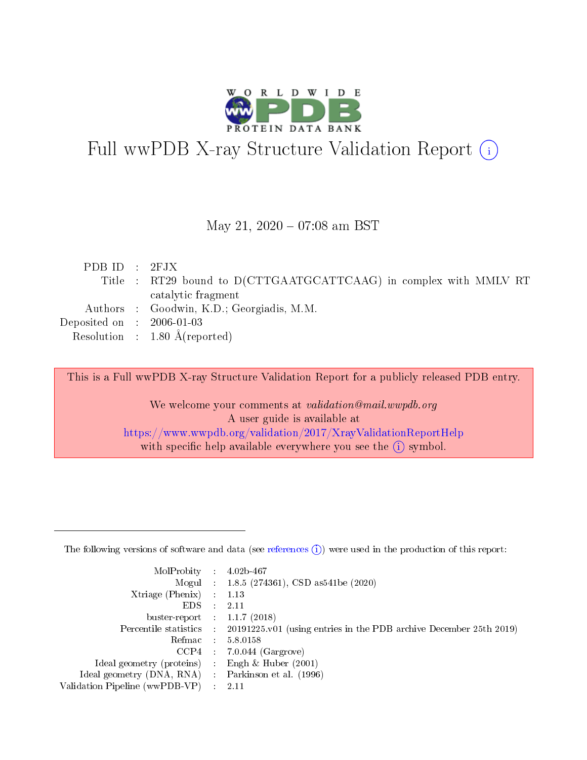# Full wwPDB X-ray Structure Validation Report (i)

May 21, 2020 – 07:08 am BST

| | | |
|---|---|---|
| PDB ID | : | 2FJX |
| Title | : | RT29 bound to D(CTTGAATGCATTCAAG) in complex with MMLV RT catalytic fragment |
| Authors | : | Goodwin, K.D.; Georgiadis, M.M. |
| Deposited on | : | 2006-01-03 |
| Resolution | : | 1.80 Å(reported) |

This is a Full wwPDB X-ray Structure Validation Report for a publicly released PDB entry.

We welcome your comments at *validation@mail.wwpdb.org*
A user guide is available at
https://www.wwpdb.org/validation/2017/XrayValidationReportHelp
with specific help available everywhere you see the (i) symbol.

The following versions of software and data (see references (i)) were used in the production of this report:

| | | |
|---|---|---|
| MolProbity | : | 4.02b-467 |
| Mogul | : | 1.8.5 (274361), CSD as541be (2020) |
| Xtriage (Phenix) | : | 1.13 |
| EDS | : | 2.11 |
| buster-report | : | 1.1.7 (2018) |
| Percentile statistics | : | 20191225.v01 (using entries in the PDB archive December 25th 2019) |
| Refmac | : | 5.8.0158 |
| CCP4 | : | 7.0.044 (Gargrove) |
| Ideal geometry (proteins) | : | Engh & Huber (2001) |
| Ideal geometry (DNA, RNA) | : | Parkinson et al. (1996) |
| Validation Pipeline (wwPDB-VP) | : | 2.11 |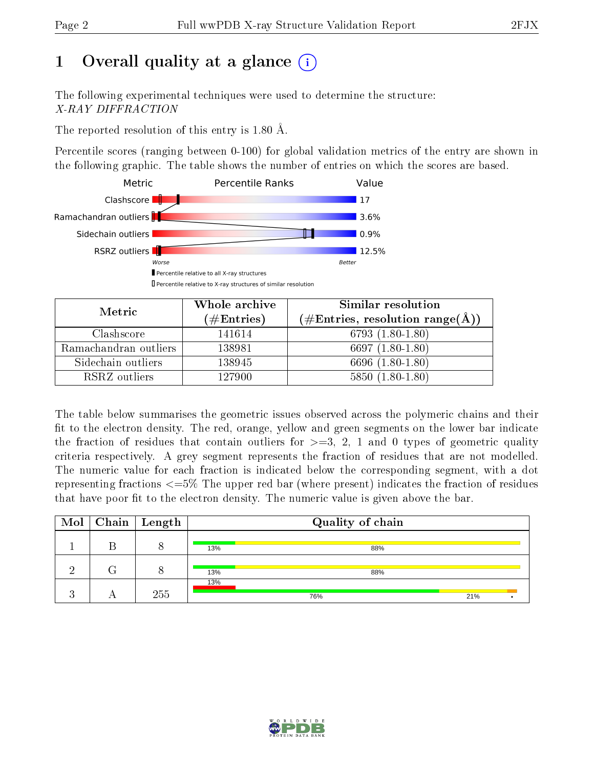# 1 Overall quality at a glance

The following experimental techniques were used to determine the structure: *X-RAY DIFFRACTION*

The reported resolution of this entry is 1.80 Å.

Percentile scores (ranging between 0-100) for global validation metrics of the entry are shown in the following graphic. The table shows the number of entries on which the scores are based.

| Metric | Value |
|---|---|
| Clashscore | 17 |
| Ramachandran outliers | 3.6% |
| Sidechain outliers | 0.9% |
| RSRZ outliers | 12.5% |

Worse — Better

Percentile relative to all X-ray structures

Percentile relative to X-ray structures of similar resolution

| Metric | Whole archive (#Entries) | Similar resolution (#Entries, resolution range(Å)) |
|---|---|---|
| Clashscore | 141614 | 6793 (1.80-1.80) |
| Ramachandran outliers | 138981 | 6697 (1.80-1.80) |
| Sidechain outliers | 138945 | 6696 (1.80-1.80) |
| RSRZ outliers | 127900 | 5850 (1.80-1.80) |

The table below summarises the geometric issues observed across the polymeric chains and their fit to the electron density. The red, orange, yellow and green segments on the lower bar indicate the fraction of residues that contain outliers for >=3, 2, 1 and 0 types of geometric quality criteria respectively. A grey segment represents the fraction of residues that are not modelled. The numeric value for each fraction is indicated below the corresponding segment, with a dot representing fractions <=5% The upper red bar (where present) indicates the fraction of residues that have poor fit to the electron density. The numeric value is given above the bar.

| Mol | Chain | Length | Quality of chain |
|---|---|---|---|
| 1 | B | 8 | 13%, 88% |
| 2 | G | 8 | 13%, 88% |
| 3 | A | 255 | 13% (poor fit); 76%, 21%, • |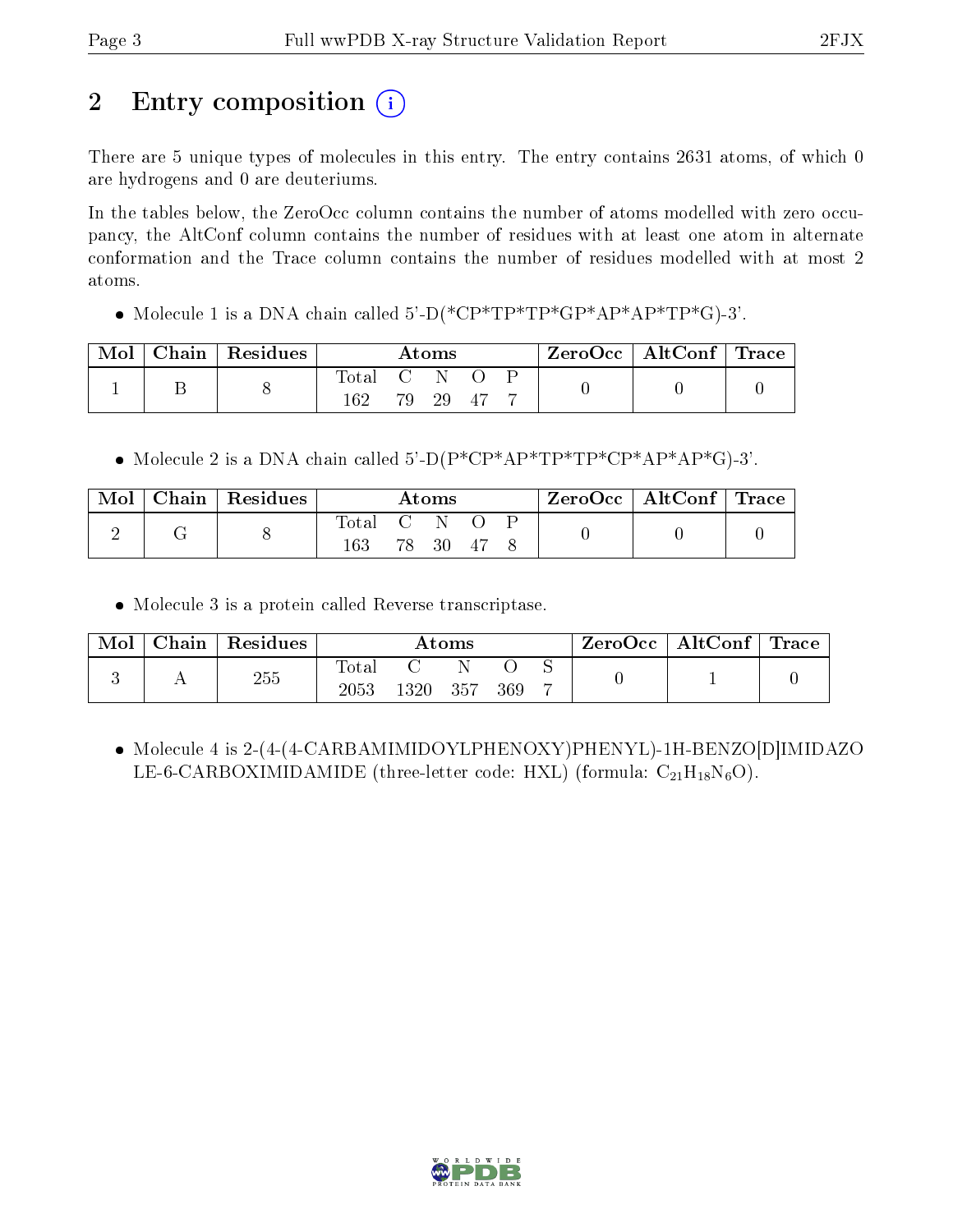# 2 Entry composition

There are 5 unique types of molecules in this entry. The entry contains 2631 atoms, of which 0 are hydrogens and 0 are deuteriums.

In the tables below, the ZeroOcc column contains the number of atoms modelled with zero occupancy, the AltConf column contains the number of residues with at least one atom in alternate conformation and the Trace column contains the number of residues modelled with at most 2 atoms.

- Molecule 1 is a DNA chain called 5'-D(*CP*TP*TP*GP*AP*AP*TP*G)-3'.

| Mol | Chain | Residues | Atoms | | | | | ZeroOcc | AltConf | Trace |
|---|---|---|---|---|---|---|---|---|---|---|
| 1 | B | 8 | Total<br>162 | C<br>79 | N<br>29 | O<br>47 | P<br>7 | 0 | 0 | 0 |

- Molecule 2 is a DNA chain called 5'-D(P*CP*AP*TP*TP*CP*AP*AP*G)-3'.

| Mol | Chain | Residues | Atoms | | | | | ZeroOcc | AltConf | Trace |
|---|---|---|---|---|---|---|---|---|---|---|
| 2 | G | 8 | Total<br>163 | C<br>78 | N<br>30 | O<br>47 | P<br>8 | 0 | 0 | 0 |

- Molecule 3 is a protein called Reverse transcriptase.

| Mol | Chain | Residues | Atoms | | | | | ZeroOcc | AltConf | Trace |
|---|---|---|---|---|---|---|---|---|---|---|
| 3 | A | 255 | Total<br>2053 | C<br>1320 | N<br>357 | O<br>369 | S<br>7 | 0 | 1 | 0 |

- Molecule 4 is 2-(4-(4-CARBAMIMIDOYLPHENOXY)PHENYL)-1H-BENZO[D]IMIDAZOLE-6-CARBOXIMIDAMIDE (three-letter code: HXL) (formula: $C_{21}H_{18}N_6O$).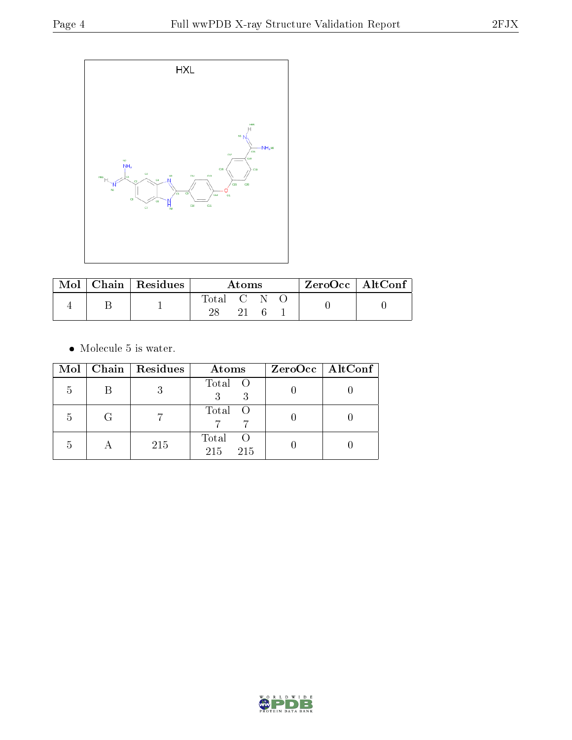HXL

| Mol | Chain | Residues | Atoms | ZeroOcc | AltConf |
|---|---|---|---|---|---|
| 4 | B | 1 | Total C N O<br>28 21 6 1 | 0 | 0 |

- Molecule 5 is water.

| Mol | Chain | Residues | Atoms | ZeroOcc | AltConf |
|---|---|---|---|---|---|
| 5 | B | 3 | Total O<br>3 3 | 0 | 0 |
| 5 | G | 7 | Total O<br>7 7 | 0 | 0 |
| 5 | A | 215 | Total O<br>215 215 | 0 | 0 |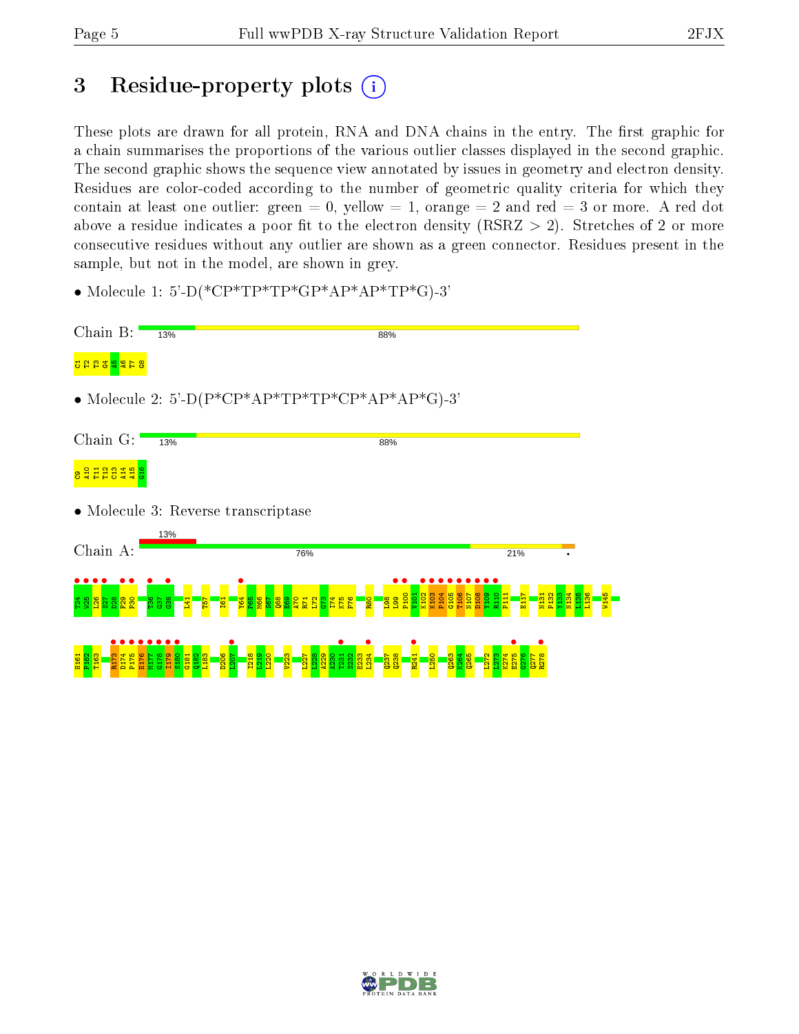# 3 Residue-property plots

These plots are drawn for all protein, RNA and DNA chains in the entry. The first graphic for a chain summarises the proportions of the various outlier classes displayed in the second graphic. The second graphic shows the sequence view annotated by issues in geometry and electron density. Residues are color-coded according to the number of geometric quality criteria for which they contain at least one outlier: green = 0, yellow = 1, orange = 2 and red = 3 or more. A red dot above a residue indicates a poor fit to the electron density (RSRZ > 2). Stretches of 2 or more consecutive residues without any outlier are shown as a green connector. Residues present in the sample, but not in the model, are shown in grey.

- Molecule 1: 5'-D(*CP*TP*TP*GP*AP*AP*TP*G)-3'

Chain B: 13% 88%

C1 T2 T3 G4 A5 A6 T7 G8

- Molecule 2: 5'-D(P*CP*AP*TP*TP*CP*AP*AP*G)-3'

Chain G: 13% 88%

C9 A10 T11 T12 C13 A14 A15 G16

- Molecule 3: Reverse transcriptase

Chain A: 13% 76% 21%

T24 V25 L26 S27 D28 F29 P30 T36 G37 G38 L41 T57 I61 V64 F65 M66 S67 Q68 E69 A70 R71 L72 G73 I74 K75 P76 R80 L98 L99 P100 W101 K102 K103 P104 G105 T106 N107 D108 Y109 R110 P111 E117 N131 P132 Y133 N134 L135 L136 W145

H161 P162 T163 R173 D174 P175 E176 M177 G178 I179 S180 G181 Q182 L183 D206 L207 I218 L219 L220 V223 L227 L228 A229 A230 T231 S232 E233 L234 Q237 Q238 R241 L250 Q263 K264 Q265 L272 L273 K274 E275 G276 Q277 R278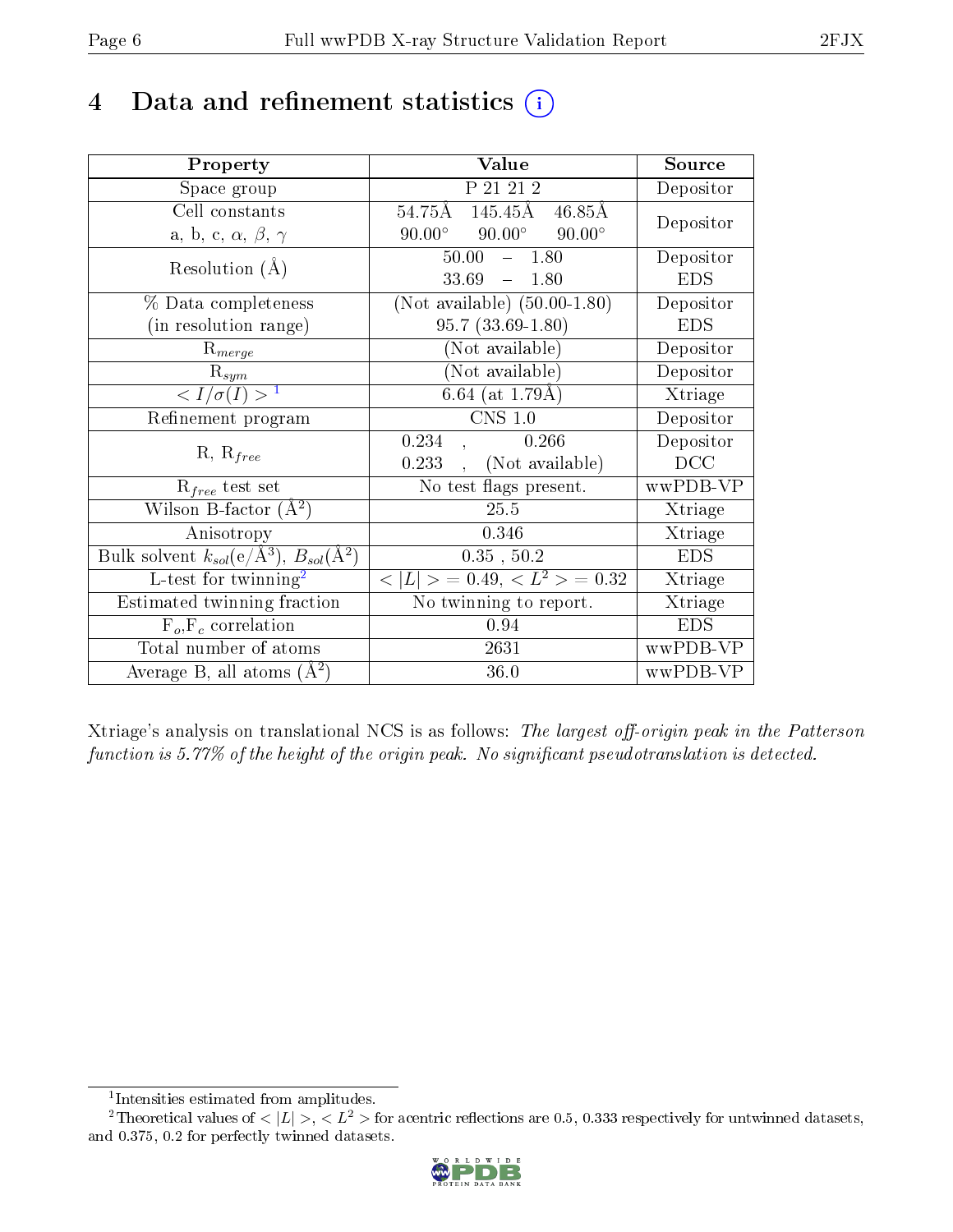# 4 Data and refinement statistics

| Property | Value | Source |
|---|---|---|
| Space group | P 21 21 2 | Depositor |
| Cell constants<br>a, b, c, $\alpha$, $\beta$, $\gamma$ | 54.75Å 145.45Å 46.85Å<br>90.00° 90.00° 90.00° | Depositor |
| Resolution (Å) | 50.00 – 1.80<br>33.69 – 1.80 | Depositor<br>EDS |
| % Data completeness<br>(in resolution range) | (Not available) (50.00-1.80)<br>95.7 (33.69-1.80) | Depositor<br>EDS |
| $R_{merge}$ | (Not available) | Depositor |
| $R_{sym}$ | (Not available) | Depositor |
| $< I/\sigma(I) >$ [1] | 6.64 (at 1.79Å) | Xtriage |
| Refinement program | CNS 1.0 | Depositor |
| R, $R_{free}$ | 0.234 , 0.266<br>0.233 , (Not available) | Depositor<br>DCC |
| $R_{free}$ test set | No test flags present. | wwPDB-VP |
| Wilson B-factor (Å$^2$) | 25.5 | Xtriage |
| Anisotropy | 0.346 | Xtriage |
| Bulk solvent $k_{sol}$(e/Å$^3$), $B_{sol}$(Å$^2$) | 0.35 , 50.2 | EDS |
| L-test for twinning[2] | $< \|L\| >$ = 0.49, $< L^2 >$ = 0.32 | Xtriage |
| Estimated twinning fraction | No twinning to report. | Xtriage |
| $F_o$,$F_c$ correlation | 0.94 | EDS |
| Total number of atoms | 2631 | wwPDB-VP |
| Average B, all atoms (Å$^2$) | 36.0 | wwPDB-VP |

Xtriage's analysis on translational NCS is as follows: *The largest off-origin peak in the Patterson function is 5.77% of the height of the origin peak. No significant pseudotranslation is detected.*

[1] Intensities estimated from amplitudes.

[2] Theoretical values of $< |L| >$, $< L^2 >$ for acentric reflections are 0.5, 0.333 respectively for untwinned datasets, and 0.375, 0.2 for perfectly twinned datasets.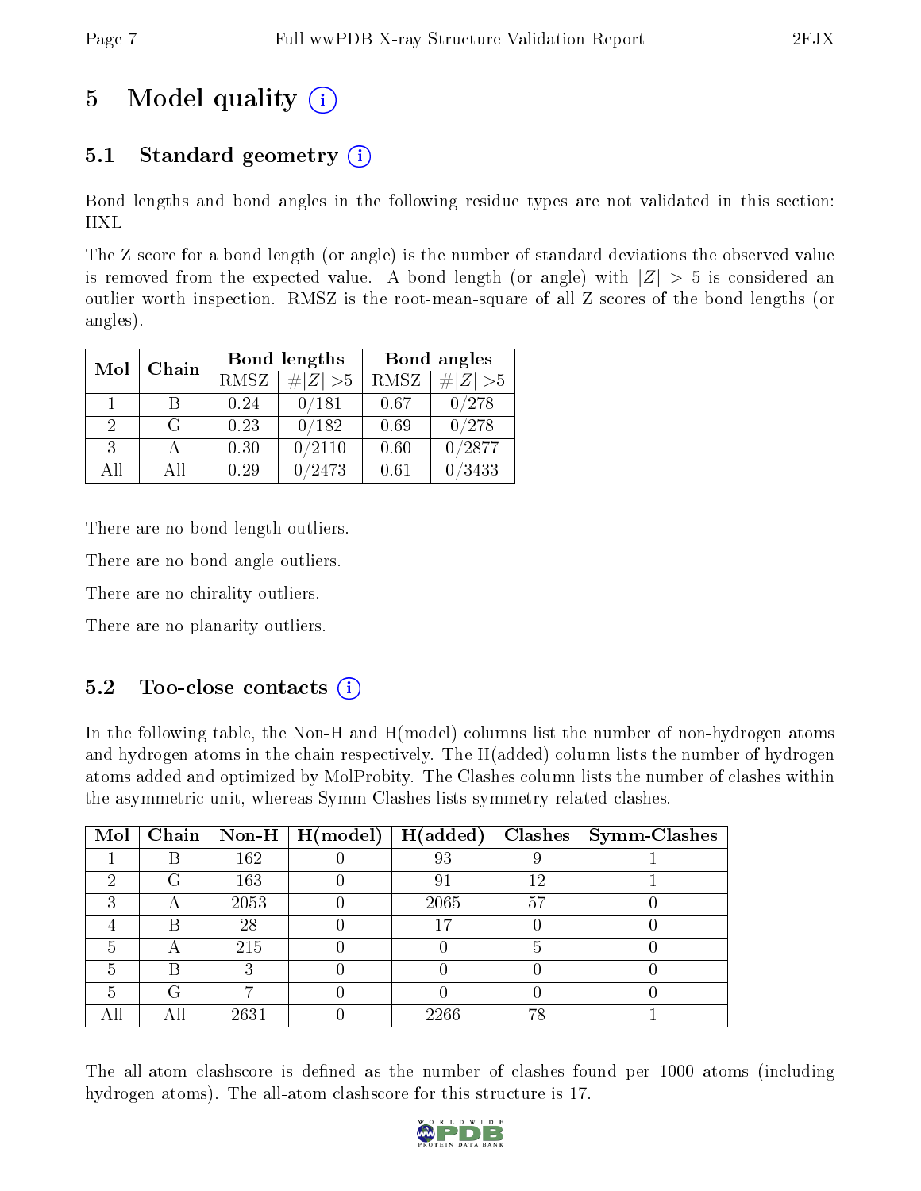# 5 Model quality (i)

## 5.1 Standard geometry (i)

Bond lengths and bond angles in the following residue types are not validated in this section: HXL

The Z score for a bond length (or angle) is the number of standard deviations the observed value is removed from the expected value. A bond length (or angle) with $|Z| > 5$ is considered an outlier worth inspection. RMSZ is the root-mean-square of all Z scores of the bond lengths (or angles).

| Mol | Chain | Bond lengths | | Bond angles | |
|---|---|---|---|---|---|
| | | RMSZ | $\#\|Z\| > 5$ | RMSZ | $\#\|Z\| > 5$ |
| 1 | B | 0.24 | 0/181 | 0.67 | 0/278 |
| 2 | G | 0.23 | 0/182 | 0.69 | 0/278 |
| 3 | A | 0.30 | 0/2110 | 0.60 | 0/2877 |
| All | All | 0.29 | 0/2473 | 0.61 | 0/3433 |

There are no bond length outliers.

There are no bond angle outliers.

There are no chirality outliers.

There are no planarity outliers.

## 5.2 Too-close contacts (i)

In the following table, the Non-H and H(model) columns list the number of non-hydrogen atoms and hydrogen atoms in the chain respectively. The H(added) column lists the number of hydrogen atoms added and optimized by MolProbity. The Clashes column lists the number of clashes within the asymmetric unit, whereas Symm-Clashes lists symmetry related clashes.

| Mol | Chain | Non-H | H(model) | H(added) | Clashes | Symm-Clashes |
|---|---|---|---|---|---|---|
| 1 | B | 162 | 0 | 93 | 9 | 1 |
| 2 | G | 163 | 0 | 91 | 12 | 1 |
| 3 | A | 2053 | 0 | 2065 | 57 | 0 |
| 4 | B | 28 | 0 | 17 | 0 | 0 |
| 5 | A | 215 | 0 | 0 | 5 | 0 |
| 5 | B | 3 | 0 | 0 | 0 | 0 |
| 5 | G | 7 | 0 | 0 | 0 | 0 |
| All | All | 2631 | 0 | 2266 | 78 | 1 |

The all-atom clashscore is defined as the number of clashes found per 1000 atoms (including hydrogen atoms). The all-atom clashscore for this structure is 17.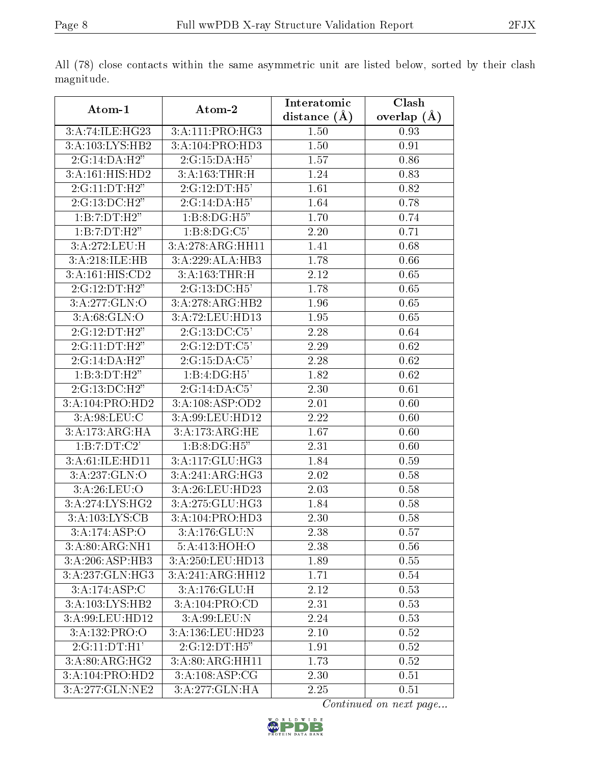All (78) close contacts within the same asymmetric unit are listed below, sorted by their clash magnitude.

| Atom-1 | Atom-2 | Interatomic distance (Å) | Clash overlap (Å) |
|---|---|---|---|
| 3:A:74:ILE:HG23 | 3:A:111:PRO:HG3 | 1.50 | 0.93 |
| 3:A:103:LYS:HB2 | 3:A:104:PRO:HD3 | 1.50 | 0.91 |
| 2:G:14:DA:H2" | 2:G:15:DA:H5' | 1.57 | 0.86 |
| 3:A:161:HIS:HD2 | 3:A:163:THR:H | 1.24 | 0.83 |
| 2:G:11:DT:H2" | 2:G:12:DT:H5' | 1.61 | 0.82 |
| 2:G:13:DC:H2" | 2:G:14:DA:H5' | 1.64 | 0.78 |
| 1:B:7:DT:H2" | 1:B:8:DG:H5" | 1.70 | 0.74 |
| 1:B:7:DT:H2" | 1:B:8:DG:C5' | 2.20 | 0.71 |
| 3:A:272:LEU:H | 3:A:278:ARG:HH11 | 1.41 | 0.68 |
| 3:A:218:ILE:HB | 3:A:229:ALA:HB3 | 1.78 | 0.66 |
| 3:A:161:HIS:CD2 | 3:A:163:THR:H | 2.12 | 0.65 |
| 2:G:12:DT:H2" | 2:G:13:DC:H5' | 1.78 | 0.65 |
| 3:A:277:GLN:O | 3:A:278:ARG:HB2 | 1.96 | 0.65 |
| 3:A:68:GLN:O | 3:A:72:LEU:HD13 | 1.95 | 0.65 |
| 2:G:12:DT:H2" | 2:G:13:DC:C5' | 2.28 | 0.64 |
| 2:G:11:DT:H2" | 2:G:12:DT:C5' | 2.29 | 0.62 |
| 2:G:14:DA:H2" | 2:G:15:DA:C5' | 2.28 | 0.62 |
| 1:B:3:DT:H2" | 1:B:4:DG:H5' | 1.82 | 0.62 |
| 2:G:13:DC:H2" | 2:G:14:DA:C5' | 2.30 | 0.61 |
| 3:A:104:PRO:HD2 | 3:A:108:ASP:OD2 | 2.01 | 0.60 |
| 3:A:98:LEU:C | 3:A:99:LEU:HD12 | 2.22 | 0.60 |
| 3:A:173:ARG:HA | 3:A:173:ARG:HE | 1.67 | 0.60 |
| 1:B:7:DT:C2' | 1:B:8:DG:H5" | 2.31 | 0.60 |
| 3:A:61:ILE:HD11 | 3:A:117:GLU:HG3 | 1.84 | 0.59 |
| 3:A:237:GLN:O | 3:A:241:ARG:HG3 | 2.02 | 0.58 |
| 3:A:26:LEU:O | 3:A:26:LEU:HD23 | 2.03 | 0.58 |
| 3:A:274:LYS:HG2 | 3:A:275:GLU:HG3 | 1.84 | 0.58 |
| 3:A:103:LYS:CB | 3:A:104:PRO:HD3 | 2.30 | 0.58 |
| 3:A:174:ASP:O | 3:A:176:GLU:N | 2.38 | 0.57 |
| 3:A:80:ARG:NH1 | 5:A:413:HOH:O | 2.38 | 0.56 |
| 3:A:206:ASP:HB3 | 3:A:250:LEU:HD13 | 1.89 | 0.55 |
| 3:A:237:GLN:HG3 | 3:A:241:ARG:HH12 | 1.71 | 0.54 |
| 3:A:174:ASP:C | 3:A:176:GLU:H | 2.12 | 0.53 |
| 3:A:103:LYS:HB2 | 3:A:104:PRO:CD | 2.31 | 0.53 |
| 3:A:99:LEU:HD12 | 3:A:99:LEU:N | 2.24 | 0.53 |
| 3:A:132:PRO:O | 3:A:136:LEU:HD23 | 2.10 | 0.52 |
| 2:G:11:DT:H1' | 2:G:12:DT:H5" | 1.91 | 0.52 |
| 3:A:80:ARG:HG2 | 3:A:80:ARG:HH11 | 1.73 | 0.52 |
| 3:A:104:PRO:HD2 | 3:A:108:ASP:CG | 2.30 | 0.51 |
| 3:A:277:GLN:NE2 | 3:A:277:GLN:HA | 2.25 | 0.51 |

*Continued on next page...*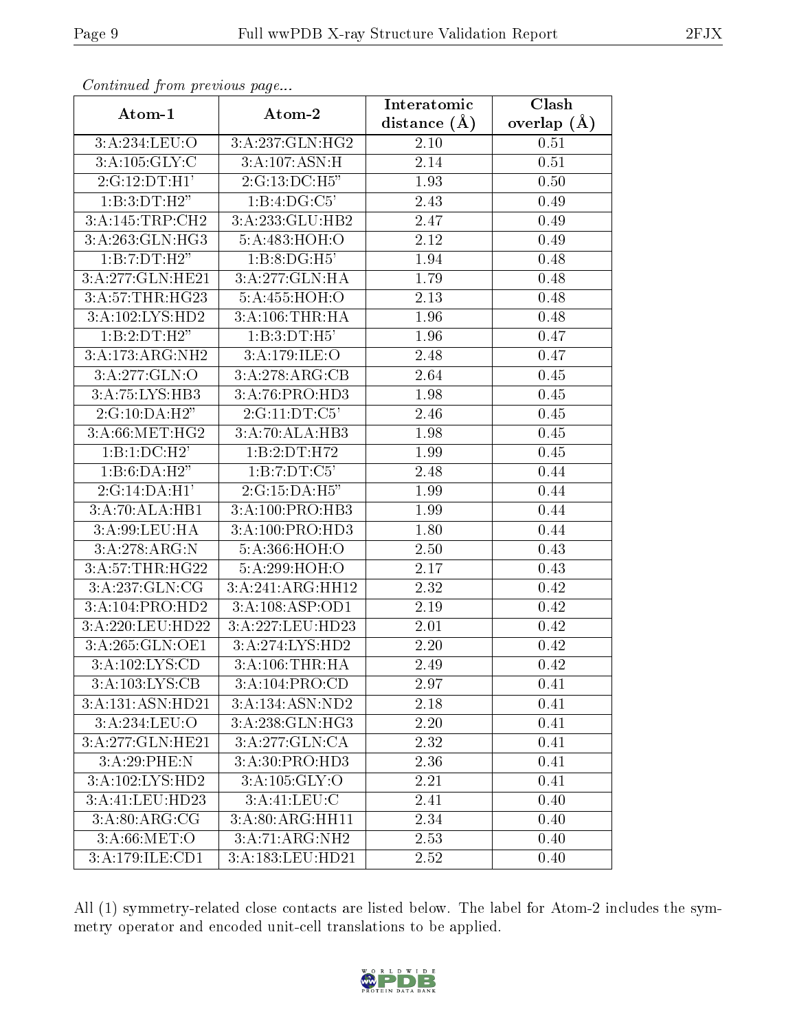*Continued from previous page...*

| Atom-1 | Atom-2 | Interatomic distance (Å) | Clash overlap (Å) |
|---|---|---|---|
| 3:A:234:LEU:O | 3:A:237:GLN:HG2 | 2.10 | 0.51 |
| 3:A:105:GLY:C | 3:A:107:ASN:H | 2.14 | 0.51 |
| 2:G:12:DT:H1' | 2:G:13:DC:H5" | 1.93 | 0.50 |
| 1:B:3:DT:H2" | 1:B:4:DG:C5' | 2.43 | 0.49 |
| 3:A:145:TRP:CH2 | 3:A:233:GLU:HB2 | 2.47 | 0.49 |
| 3:A:263:GLN:HG3 | 5:A:483:HOH:O | 2.12 | 0.49 |
| 1:B:7:DT:H2" | 1:B:8:DG:H5' | 1.94 | 0.48 |
| 3:A:277:GLN:HE21 | 3:A:277:GLN:HA | 1.79 | 0.48 |
| 3:A:57:THR:HG23 | 5:A:455:HOH:O | 2.13 | 0.48 |
| 3:A:102:LYS:HD2 | 3:A:106:THR:HA | 1.96 | 0.48 |
| 1:B:2:DT:H2" | 1:B:3:DT:H5' | 1.96 | 0.47 |
| 3:A:173:ARG:NH2 | 3:A:179:ILE:O | 2.48 | 0.47 |
| 3:A:277:GLN:O | 3:A:278:ARG:CB | 2.64 | 0.45 |
| 3:A:75:LYS:HB3 | 3:A:76:PRO:HD3 | 1.98 | 0.45 |
| 2:G:10:DA:H2" | 2:G:11:DT:C5' | 2.46 | 0.45 |
| 3:A:66:MET:HG2 | 3:A:70:ALA:HB3 | 1.98 | 0.45 |
| 1:B:1:DC:H2' | 1:B:2:DT:H72 | 1.99 | 0.45 |
| 1:B:6:DA:H2" | 1:B:7:DT:C5' | 2.48 | 0.44 |
| 2:G:14:DA:H1' | 2:G:15:DA:H5" | 1.99 | 0.44 |
| 3:A:70:ALA:HB1 | 3:A:100:PRO:HB3 | 1.99 | 0.44 |
| 3:A:99:LEU:HA | 3:A:100:PRO:HD3 | 1.80 | 0.44 |
| 3:A:278:ARG:N | 5:A:366:HOH:O | 2.50 | 0.43 |
| 3:A:57:THR:HG22 | 5:A:299:HOH:O | 2.17 | 0.43 |
| 3:A:237:GLN:CG | 3:A:241:ARG:HH12 | 2.32 | 0.42 |
| 3:A:104:PRO:HD2 | 3:A:108:ASP:OD1 | 2.19 | 0.42 |
| 3:A:220:LEU:HD22 | 3:A:227:LEU:HD23 | 2.01 | 0.42 |
| 3:A:265:GLN:OE1 | 3:A:274:LYS:HD2 | 2.20 | 0.42 |
| 3:A:102:LYS:CD | 3:A:106:THR:HA | 2.49 | 0.42 |
| 3:A:103:LYS:CB | 3:A:104:PRO:CD | 2.97 | 0.41 |
| 3:A:131:ASN:HD21 | 3:A:134:ASN:ND2 | 2.18 | 0.41 |
| 3:A:234:LEU:O | 3:A:238:GLN:HG3 | 2.20 | 0.41 |
| 3:A:277:GLN:HE21 | 3:A:277:GLN:CA | 2.32 | 0.41 |
| 3:A:29:PHE:N | 3:A:30:PRO:HD3 | 2.36 | 0.41 |
| 3:A:102:LYS:HD2 | 3:A:105:GLY:O | 2.21 | 0.41 |
| 3:A:41:LEU:HD23 | 3:A:41:LEU:C | 2.41 | 0.40 |
| 3:A:80:ARG:CG | 3:A:80:ARG:HH11 | 2.34 | 0.40 |
| 3:A:66:MET:O | 3:A:71:ARG:NH2 | 2.53 | 0.40 |
| 3:A:179:ILE:CD1 | 3:A:183:LEU:HD21 | 2.52 | 0.40 |

All (1) symmetry-related close contacts are listed below. The label for Atom-2 includes the symmetry operator and encoded unit-cell translations to be applied.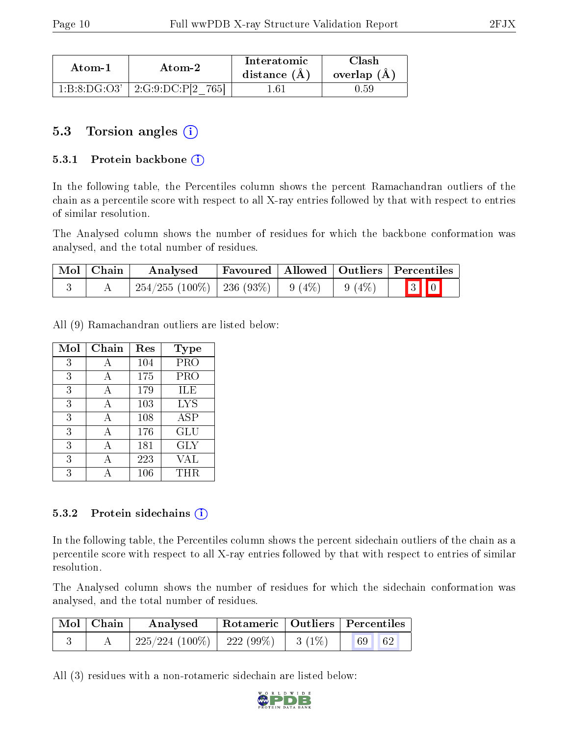| Atom-1 | Atom-2 | Interatomic distance (Å) | Clash overlap (Å) |
|---|---|---|---|
| 1:B:8:DG:O3' | 2:G:9:DC:P[2_765] | 1.61 | 0.59 |

## 5.3 Torsion angles (i)

### 5.3.1 Protein backbone (i)

In the following table, the Percentiles column shows the percent Ramachandran outliers of the chain as a percentile score with respect to all X-ray entries followed by that with respect to entries of similar resolution.

The Analysed column shows the number of residues for which the backbone conformation was analysed, and the total number of residues.

| Mol | Chain | Analysed | Favoured | Allowed | Outliers | Percentiles | |
|---|---|---|---|---|---|---|---|
| 3 | A | 254/255 (100%) | 236 (93%) | 9 (4%) | 9 (4%) | 3 | 0 |

All (9) Ramachandran outliers are listed below:

| Mol | Chain | Res | Type |
|---|---|---|---|
| 3 | A | 104 | PRO |
| 3 | A | 175 | PRO |
| 3 | A | 179 | ILE |
| 3 | A | 103 | LYS |
| 3 | A | 108 | ASP |
| 3 | A | 176 | GLU |
| 3 | A | 181 | GLY |
| 3 | A | 223 | VAL |
| 3 | A | 106 | THR |

### 5.3.2 Protein sidechains (i)

In the following table, the Percentiles column shows the percent sidechain outliers of the chain as a percentile score with respect to all X-ray entries followed by that with respect to entries of similar resolution.

The Analysed column shows the number of residues for which the sidechain conformation was analysed, and the total number of residues.

| Mol | Chain | Analysed | Rotameric | Outliers | Percentiles | |
|---|---|---|---|---|---|---|
| 3 | A | 225/224 (100%) | 222 (99%) | 3 (1%) | 69 | 62 |

All (3) residues with a non-rotameric sidechain are listed below: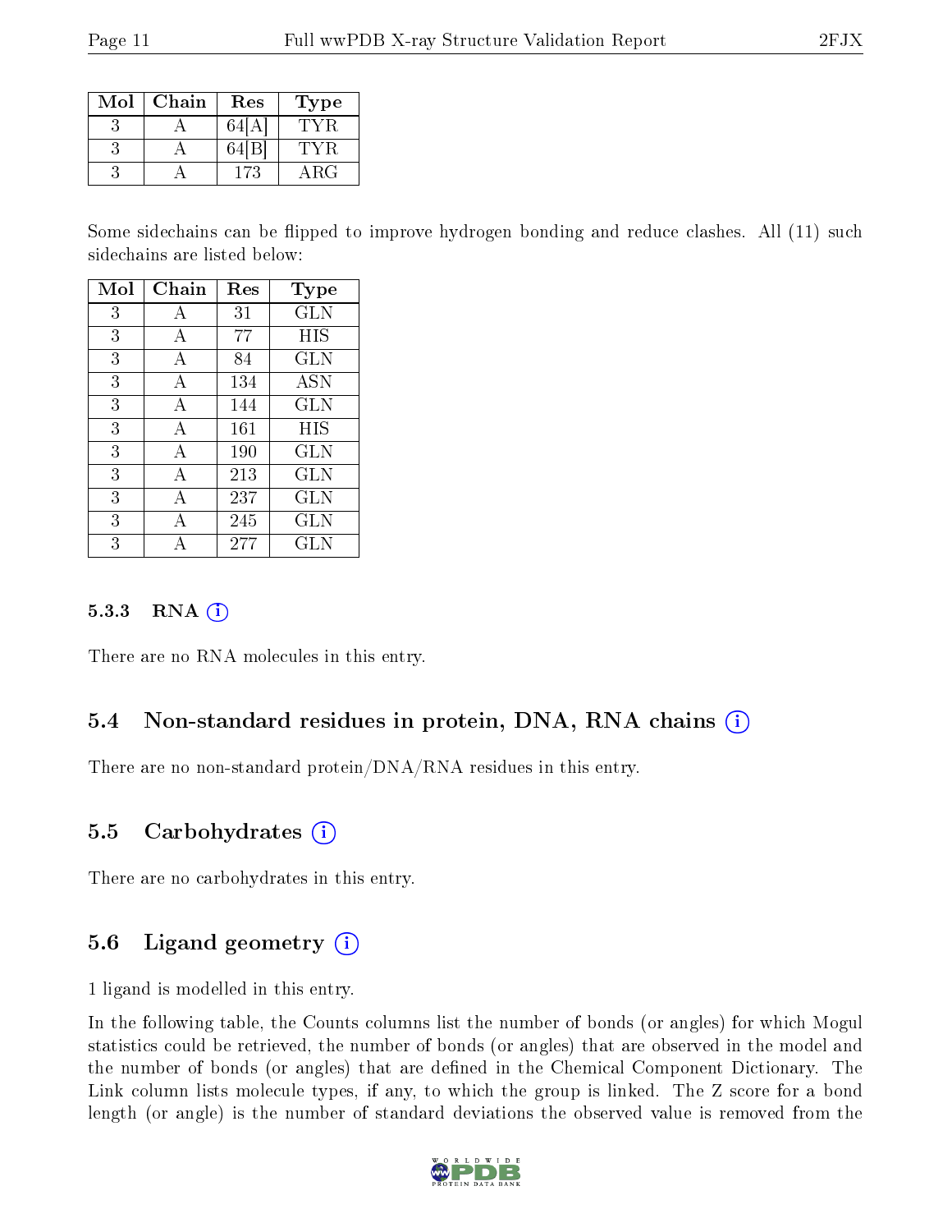| Mol | Chain | Res | Type |
|---|---|---|---|
| 3 | A | 64[A] | TYR |
| 3 | A | 64[B] | TYR |
| 3 | A | 173 | ARG |

Some sidechains can be flipped to improve hydrogen bonding and reduce clashes. All (11) such sidechains are listed below:

| Mol | Chain | Res | Type |
|---|---|---|---|
| 3 | A | 31 | GLN |
| 3 | A | 77 | HIS |
| 3 | A | 84 | GLN |
| 3 | A | 134 | ASN |
| 3 | A | 144 | GLN |
| 3 | A | 161 | HIS |
| 3 | A | 190 | GLN |
| 3 | A | 213 | GLN |
| 3 | A | 237 | GLN |
| 3 | A | 245 | GLN |
| 3 | A | 277 | GLN |

### 5.3.3 RNA

There are no RNA molecules in this entry.

## 5.4 Non-standard residues in protein, DNA, RNA chains

There are no non-standard protein/DNA/RNA residues in this entry.

## 5.5 Carbohydrates

There are no carbohydrates in this entry.

## 5.6 Ligand geometry

1 ligand is modelled in this entry.

In the following table, the Counts columns list the number of bonds (or angles) for which Mogul statistics could be retrieved, the number of bonds (or angles) that are observed in the model and the number of bonds (or angles) that are defined in the Chemical Component Dictionary. The Link column lists molecule types, if any, to which the group is linked. The Z score for a bond length (or angle) is the number of standard deviations the observed value is removed from the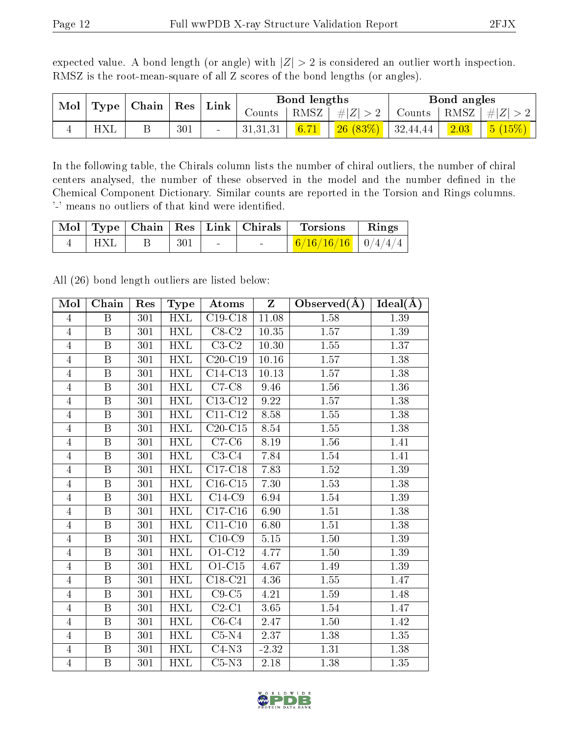expected value. A bond length (or angle) with $|Z| > 2$ is considered an outlier worth inspection. RMSZ is the root-mean-square of all Z scores of the bond lengths (or angles).

| Mol | Type | Chain | Res | Link | Bond lengths | | | Bond angles | | |
|---|---|---|---|---|---|---|---|---|---|---|
| | | | | | Counts | RMSZ | $\#\|Z\| > 2$ | Counts | RMSZ | $\#\|Z\| > 2$ |
| 4 | HXL | B | 301 | - | 31,31,31 | 6.71 | 26 (83%) | 32,44,44 | 2.03 | 5 (15%) |

In the following table, the Chirals column lists the number of chiral outliers, the number of chiral centers analysed, the number of these observed in the model and the number defined in the Chemical Component Dictionary. Similar counts are reported in the Torsion and Rings columns. '-' means no outliers of that kind were identified.

| Mol | Type | Chain | Res | Link | Chirals | Torsions | Rings |
|---|---|---|---|---|---|---|---|
| 4 | HXL | B | 301 | - | - | 6/16/16/16 | 0/4/4/4 |

All (26) bond length outliers are listed below:

| Mol | Chain | Res | Type | Atoms | Z | Observed(Å) | Ideal(Å) |
|---|---|---|---|---|---|---|---|
| 4 | B | 301 | HXL | C19-C18 | 11.08 | 1.58 | 1.39 |
| 4 | B | 301 | HXL | C8-C2 | 10.35 | 1.57 | 1.39 |
| 4 | B | 301 | HXL | C3-C2 | 10.30 | 1.55 | 1.37 |
| 4 | B | 301 | HXL | C20-C19 | 10.16 | 1.57 | 1.38 |
| 4 | B | 301 | HXL | C14-C13 | 10.13 | 1.57 | 1.38 |
| 4 | B | 301 | HXL | C7-C8 | 9.46 | 1.56 | 1.36 |
| 4 | B | 301 | HXL | C13-C12 | 9.22 | 1.57 | 1.38 |
| 4 | B | 301 | HXL | C11-C12 | 8.58 | 1.55 | 1.38 |
| 4 | B | 301 | HXL | C20-C15 | 8.54 | 1.55 | 1.38 |
| 4 | B | 301 | HXL | C7-C6 | 8.19 | 1.56 | 1.41 |
| 4 | B | 301 | HXL | C3-C4 | 7.84 | 1.54 | 1.41 |
| 4 | B | 301 | HXL | C17-C18 | 7.83 | 1.52 | 1.39 |
| 4 | B | 301 | HXL | C16-C15 | 7.30 | 1.53 | 1.38 |
| 4 | B | 301 | HXL | C14-C9 | 6.94 | 1.54 | 1.39 |
| 4 | B | 301 | HXL | C17-C16 | 6.90 | 1.51 | 1.38 |
| 4 | B | 301 | HXL | C11-C10 | 6.80 | 1.51 | 1.38 |
| 4 | B | 301 | HXL | C10-C9 | 5.15 | 1.50 | 1.39 |
| 4 | B | 301 | HXL | O1-C12 | 4.77 | 1.50 | 1.39 |
| 4 | B | 301 | HXL | O1-C15 | 4.67 | 1.49 | 1.39 |
| 4 | B | 301 | HXL | C18-C21 | 4.36 | 1.55 | 1.47 |
| 4 | B | 301 | HXL | C9-C5 | 4.21 | 1.59 | 1.48 |
| 4 | B | 301 | HXL | C2-C1 | 3.65 | 1.54 | 1.47 |
| 4 | B | 301 | HXL | C6-C4 | 2.47 | 1.50 | 1.42 |
| 4 | B | 301 | HXL | C5-N4 | 2.37 | 1.38 | 1.35 |
| 4 | B | 301 | HXL | C4-N3 | -2.32 | 1.31 | 1.38 |
| 4 | B | 301 | HXL | C5-N3 | 2.18 | 1.38 | 1.35 |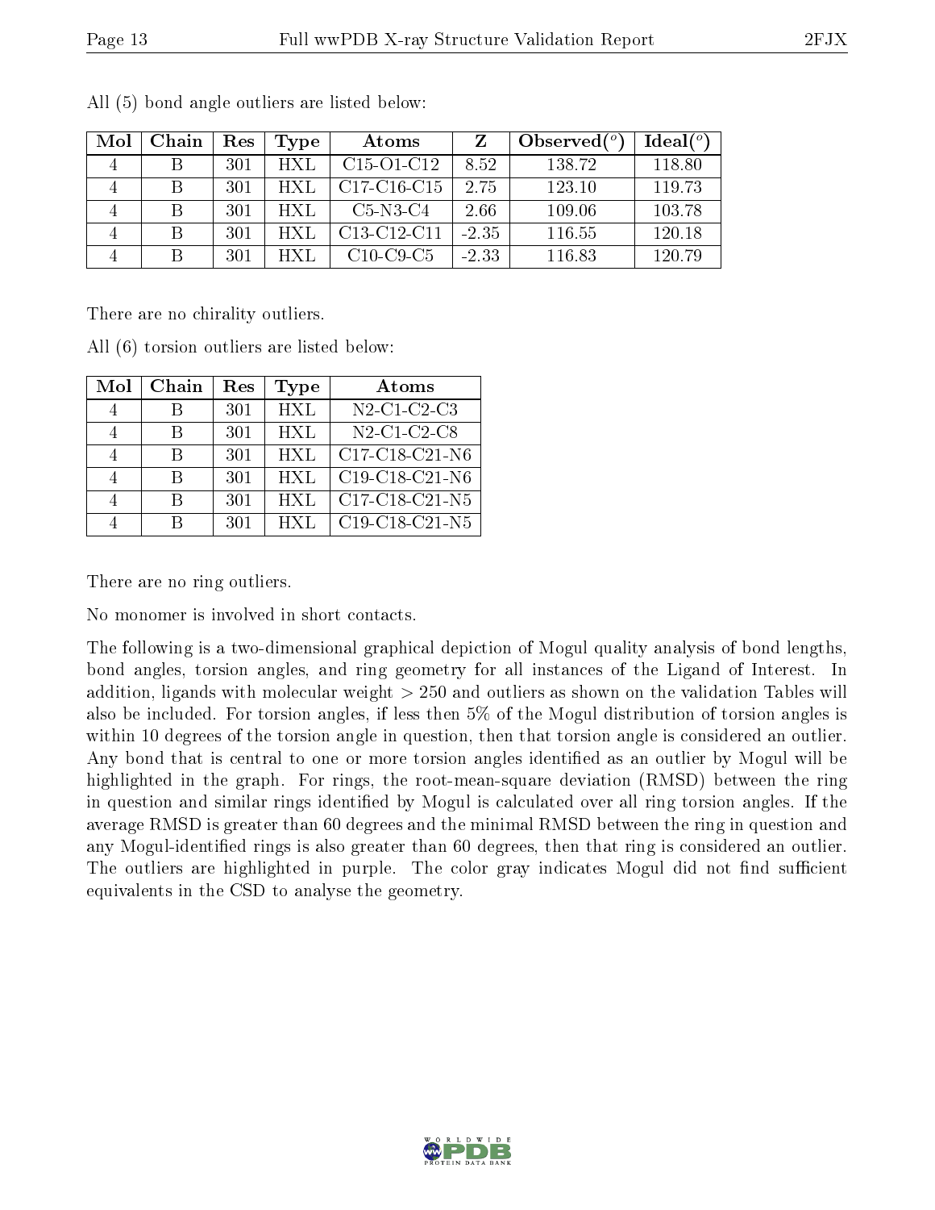All (5) bond angle outliers are listed below:

| Mol | Chain | Res | Type | Atoms | Z | Observed(°) | Ideal(°) |
|---|---|---|---|---|---|---|---|
| 4 | B | 301 | HXL | C15-O1-C12 | 8.52 | 138.72 | 118.80 |
| 4 | B | 301 | HXL | C17-C16-C15 | 2.75 | 123.10 | 119.73 |
| 4 | B | 301 | HXL | C5-N3-C4 | 2.66 | 109.06 | 103.78 |
| 4 | B | 301 | HXL | C13-C12-C11 | -2.35 | 116.55 | 120.18 |
| 4 | B | 301 | HXL | C10-C9-C5 | -2.33 | 116.83 | 120.79 |

There are no chirality outliers.

All (6) torsion outliers are listed below:

| Mol | Chain | Res | Type | Atoms |
|---|---|---|---|---|
| 4 | B | 301 | HXL | N2-C1-C2-C3 |
| 4 | B | 301 | HXL | N2-C1-C2-C8 |
| 4 | B | 301 | HXL | C17-C18-C21-N6 |
| 4 | B | 301 | HXL | C19-C18-C21-N6 |
| 4 | B | 301 | HXL | C17-C18-C21-N5 |
| 4 | B | 301 | HXL | C19-C18-C21-N5 |

There are no ring outliers.

No monomer is involved in short contacts.

The following is a two-dimensional graphical depiction of Mogul quality analysis of bond lengths, bond angles, torsion angles, and ring geometry for all instances of the Ligand of Interest. In addition, ligands with molecular weight > 250 and outliers as shown on the validation Tables will also be included. For torsion angles, if less then 5% of the Mogul distribution of torsion angles is within 10 degrees of the torsion angle in question, then that torsion angle is considered an outlier. Any bond that is central to one or more torsion angles identified as an outlier by Mogul will be highlighted in the graph. For rings, the root-mean-square deviation (RMSD) between the ring in question and similar rings identified by Mogul is calculated over all ring torsion angles. If the average RMSD is greater than 60 degrees and the minimal RMSD between the ring in question and any Mogul-identified rings is also greater than 60 degrees, then that ring is considered an outlier. The outliers are highlighted in purple. The color gray indicates Mogul did not find sufficient equivalents in the CSD to analyse the geometry.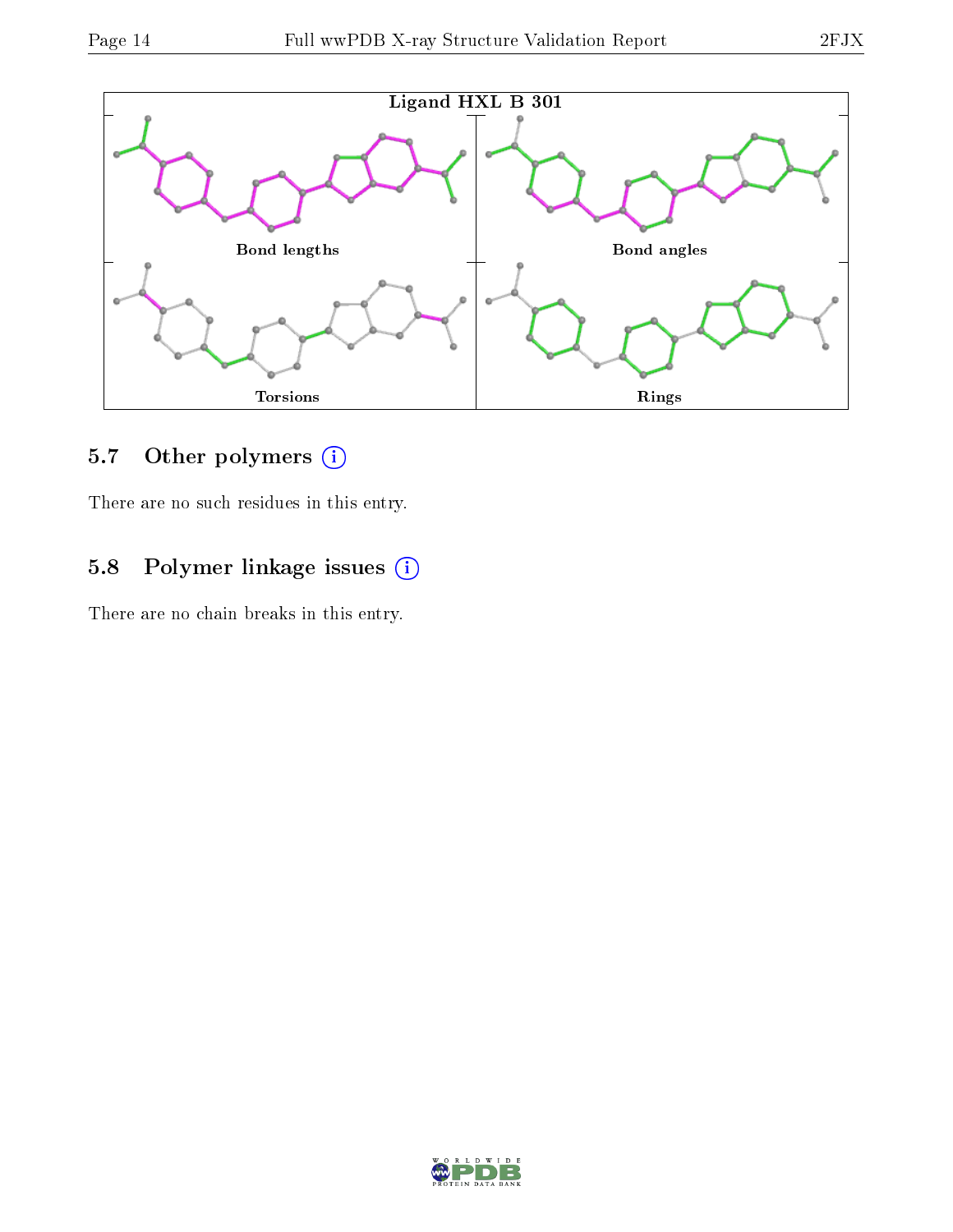**Ligand HXL B 301**

Bond lengths | Bond angles

Torsions | Rings

## 5.7 Other polymers (i)

There are no such residues in this entry.

## 5.8 Polymer linkage issues (i)

There are no chain breaks in this entry.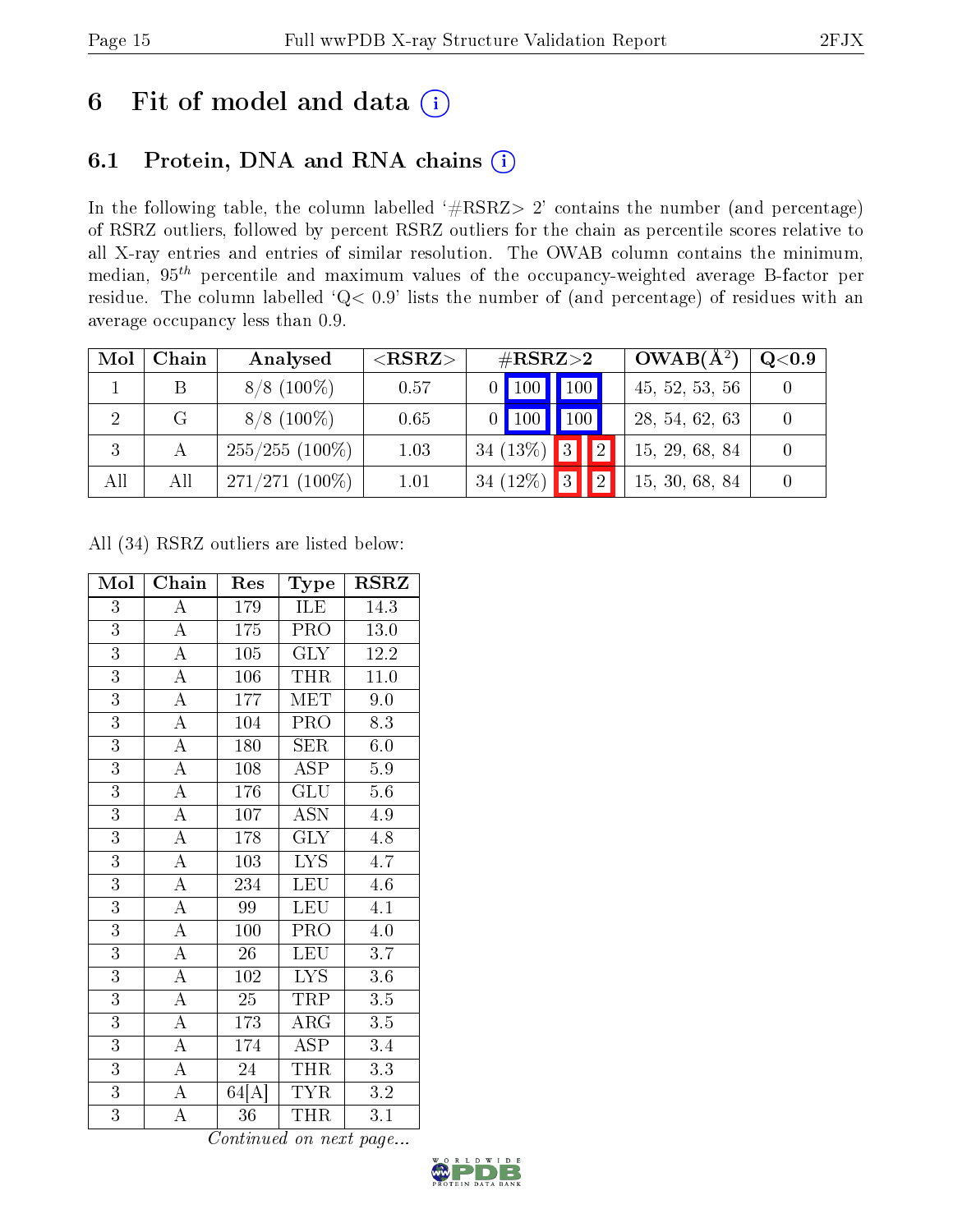# 6 Fit of model and data (i)

## 6.1 Protein, DNA and RNA chains (i)

In the following table, the column labelled '#RSRZ> 2' contains the number (and percentage) of RSRZ outliers, followed by percent RSRZ outliers for the chain as percentile scores relative to all X-ray entries and entries of similar resolution. The OWAB column contains the minimum, median, $95^{th}$ percentile and maximum values of the occupancy-weighted average B-factor per residue. The column labelled 'Q< 0.9' lists the number of (and percentage) of residues with an average occupancy less than 0.9.

| Mol | Chain | Analysed | <RSRZ> | #RSRZ>2 | | | OWAB(Å²) | Q<0.9 |
|---|---|---|---|---|---|---|---|---|
| 1 | B | 8/8 (100%) | 0.57 | 0 | 100 | 100 | 45, 52, 53, 56 | 0 |
| 2 | G | 8/8 (100%) | 0.65 | 0 | 100 | 100 | 28, 54, 62, 63 | 0 |
| 3 | A | 255/255 (100%) | 1.03 | 34 (13%) | 3 | 2 | 15, 29, 68, 84 | 0 |
| All | All | 271/271 (100%) | 1.01 | 34 (12%) | 3 | 2 | 15, 30, 68, 84 | 0 |

All (34) RSRZ outliers are listed below:

| Mol | Chain | Res | Type | RSRZ |
|---|---|---|---|---|
| 3 | A | 179 | ILE | 14.3 |
| 3 | A | 175 | PRO | 13.0 |
| 3 | A | 105 | GLY | 12.2 |
| 3 | A | 106 | THR | 11.0 |
| 3 | A | 177 | MET | 9.0 |
| 3 | A | 104 | PRO | 8.3 |
| 3 | A | 180 | SER | 6.0 |
| 3 | A | 108 | ASP | 5.9 |
| 3 | A | 176 | GLU | 5.6 |
| 3 | A | 107 | ASN | 4.9 |
| 3 | A | 178 | GLY | 4.8 |
| 3 | A | 103 | LYS | 4.7 |
| 3 | A | 234 | LEU | 4.6 |
| 3 | A | 99 | LEU | 4.1 |
| 3 | A | 100 | PRO | 4.0 |
| 3 | A | 26 | LEU | 3.7 |
| 3 | A | 102 | LYS | 3.6 |
| 3 | A | 25 | TRP | 3.5 |
| 3 | A | 173 | ARG | 3.5 |
| 3 | A | 174 | ASP | 3.4 |
| 3 | A | 24 | THR | 3.3 |
| 3 | A | 64[A] | TYR | 3.2 |
| 3 | A | 36 | THR | 3.1 |

*Continued on next page...*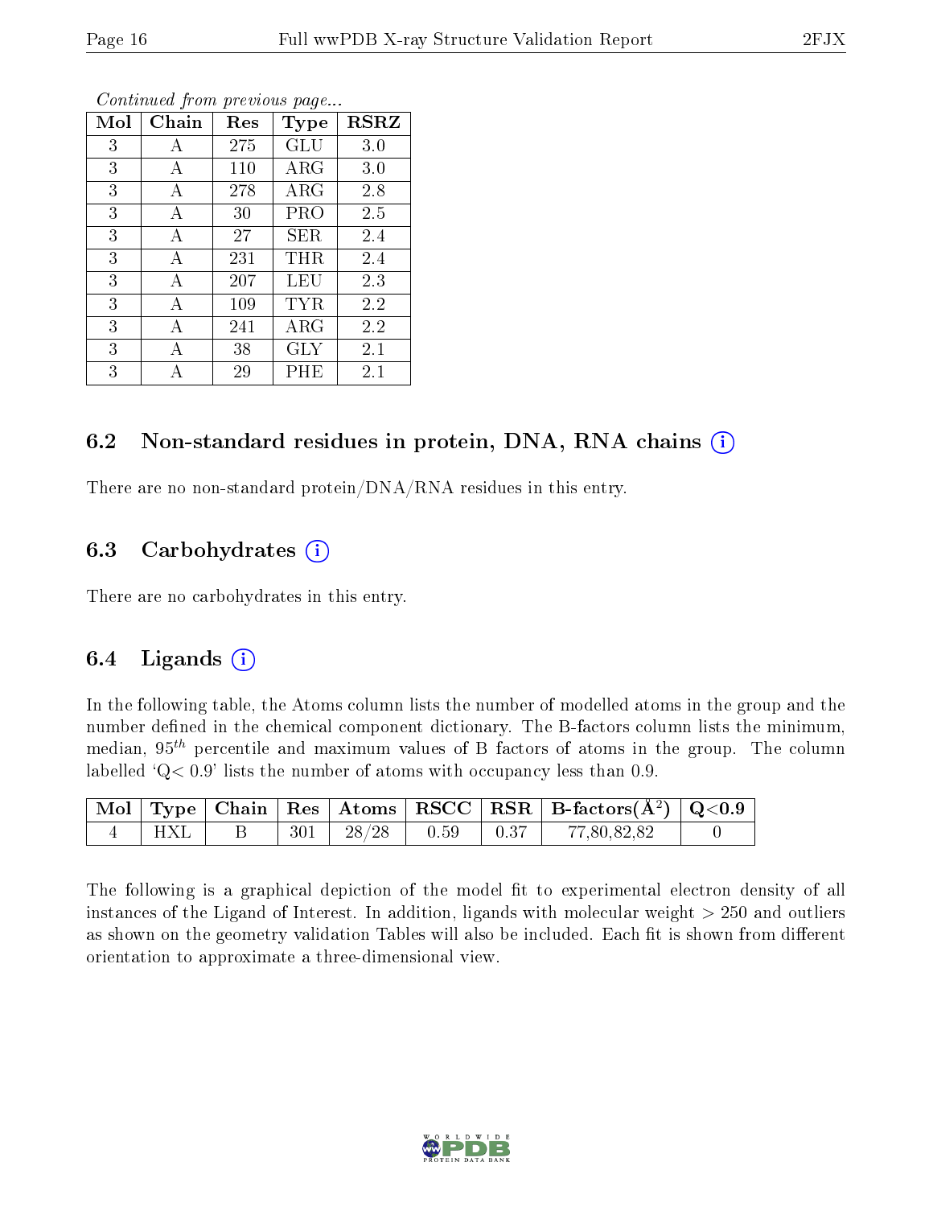*Continued from previous page...*

| Mol | Chain | Res | Type | RSRZ |
|---|---|---|---|---|
| 3 | A | 275 | GLU | 3.0 |
| 3 | A | 110 | ARG | 3.0 |
| 3 | A | 278 | ARG | 2.8 |
| 3 | A | 30 | PRO | 2.5 |
| 3 | A | 27 | SER | 2.4 |
| 3 | A | 231 | THR | 2.4 |
| 3 | A | 207 | LEU | 2.3 |
| 3 | A | 109 | TYR | 2.2 |
| 3 | A | 241 | ARG | 2.2 |
| 3 | A | 38 | GLY | 2.1 |
| 3 | A | 29 | PHE | 2.1 |

### 6.2 Non-standard residues in protein, DNA, RNA chains (i)

There are no non-standard protein/DNA/RNA residues in this entry.

### 6.3 Carbohydrates (i)

There are no carbohydrates in this entry.

### 6.4 Ligands (i)

In the following table, the Atoms column lists the number of modelled atoms in the group and the number defined in the chemical component dictionary. The B-factors column lists the minimum, median, $95^{th}$ percentile and maximum values of B factors of atoms in the group. The column labelled 'Q< 0.9' lists the number of atoms with occupancy less than 0.9.

| Mol | Type | Chain | Res | Atoms | RSCC | RSR | B-factors($Å^2$) | Q<0.9 |
|---|---|---|---|---|---|---|---|---|
| 4 | HXL | B | 301 | 28/28 | 0.59 | 0.37 | 77,80,82,82 | 0 |

The following is a graphical depiction of the model fit to experimental electron density of all instances of the Ligand of Interest. In addition, ligands with molecular weight > 250 and outliers as shown on the geometry validation Tables will also be included. Each fit is shown from different orientation to approximate a three-dimensional view.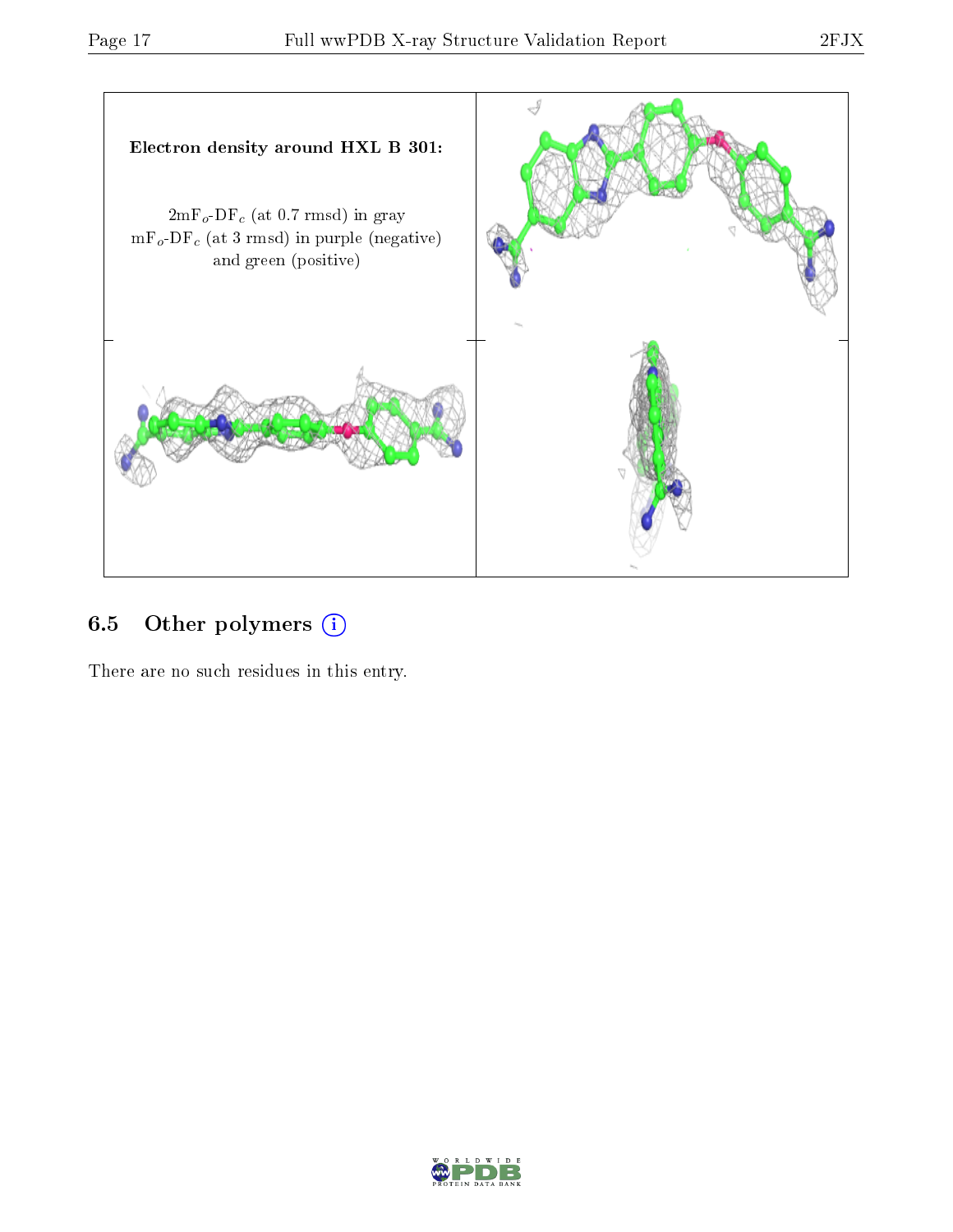**Electron density around HXL B 301:**

$2mF_o$-$DF_c$ (at 0.7 rmsd) in gray
$mF_o$-$DF_c$ (at 3 rmsd) in purple (negative)
and green (positive)

## 6.5 Other polymers

There are no such residues in this entry.